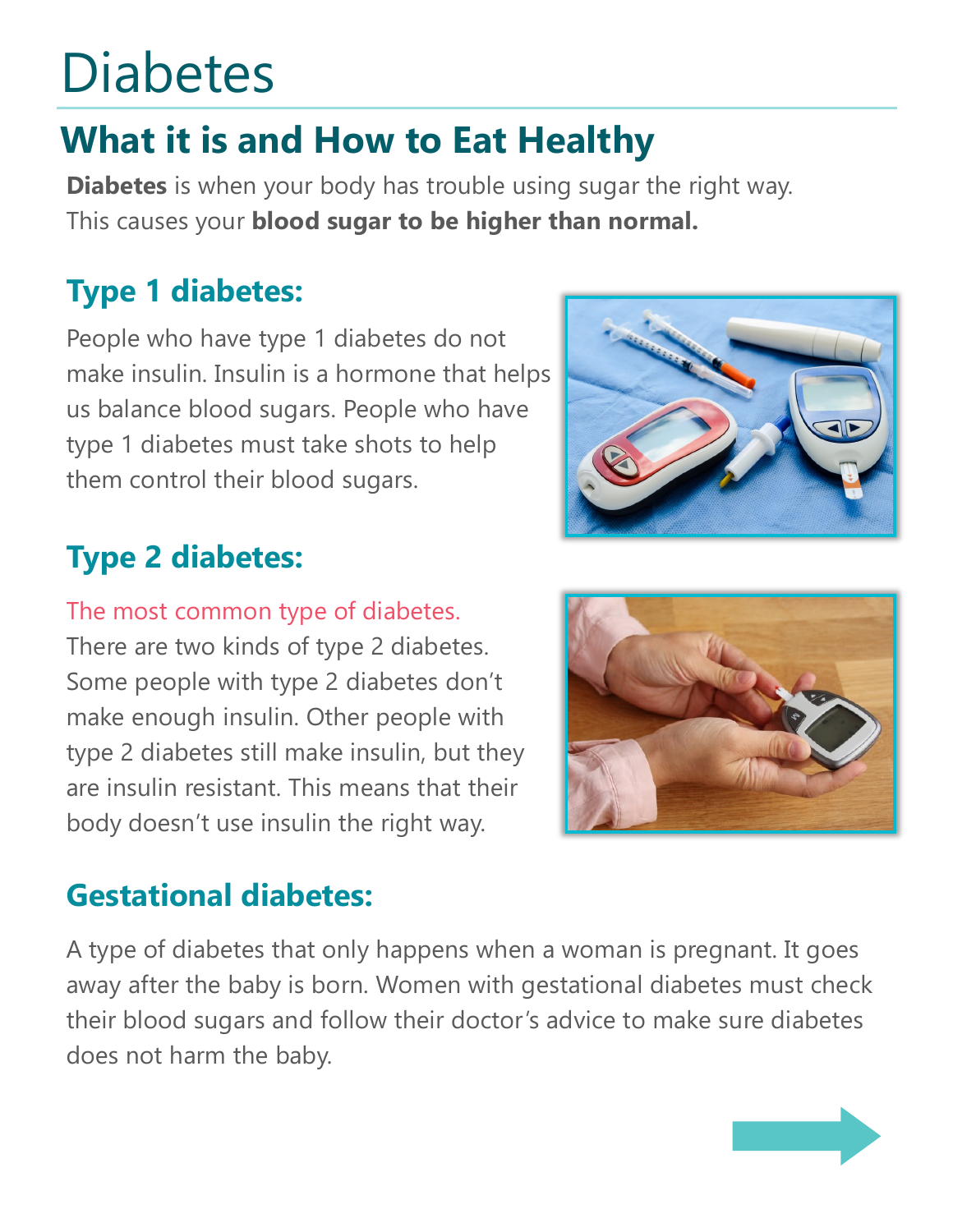# Diabetes

## What it is and How to Eat Healthy

**Diabetes** is when your body has trouble using sugar the right way. This causes your **blood sugar to be higher than normal.**

### Type 1 diabetes:

People who have type 1 diabetes do not make insulin. Insulin is a hormone that helps us balance blood sugars. People who have type 1 diabetes must take shots to help them control their blood sugars.

### Type 2 diabetes:

The most common type of diabetes.
There are two kinds of type 2 diabetes. Some people with type 2 diabetes don't make enough insulin. Other people with type 2 diabetes still make insulin, but they are insulin resistant. This means that their body doesn't use insulin the right way.

### Gestational diabetes:

A type of diabetes that only happens when a woman is pregnant. It goes away after the baby is born. Women with gestational diabetes must check their blood sugars and follow their doctor's advice to make sure diabetes does not harm the baby.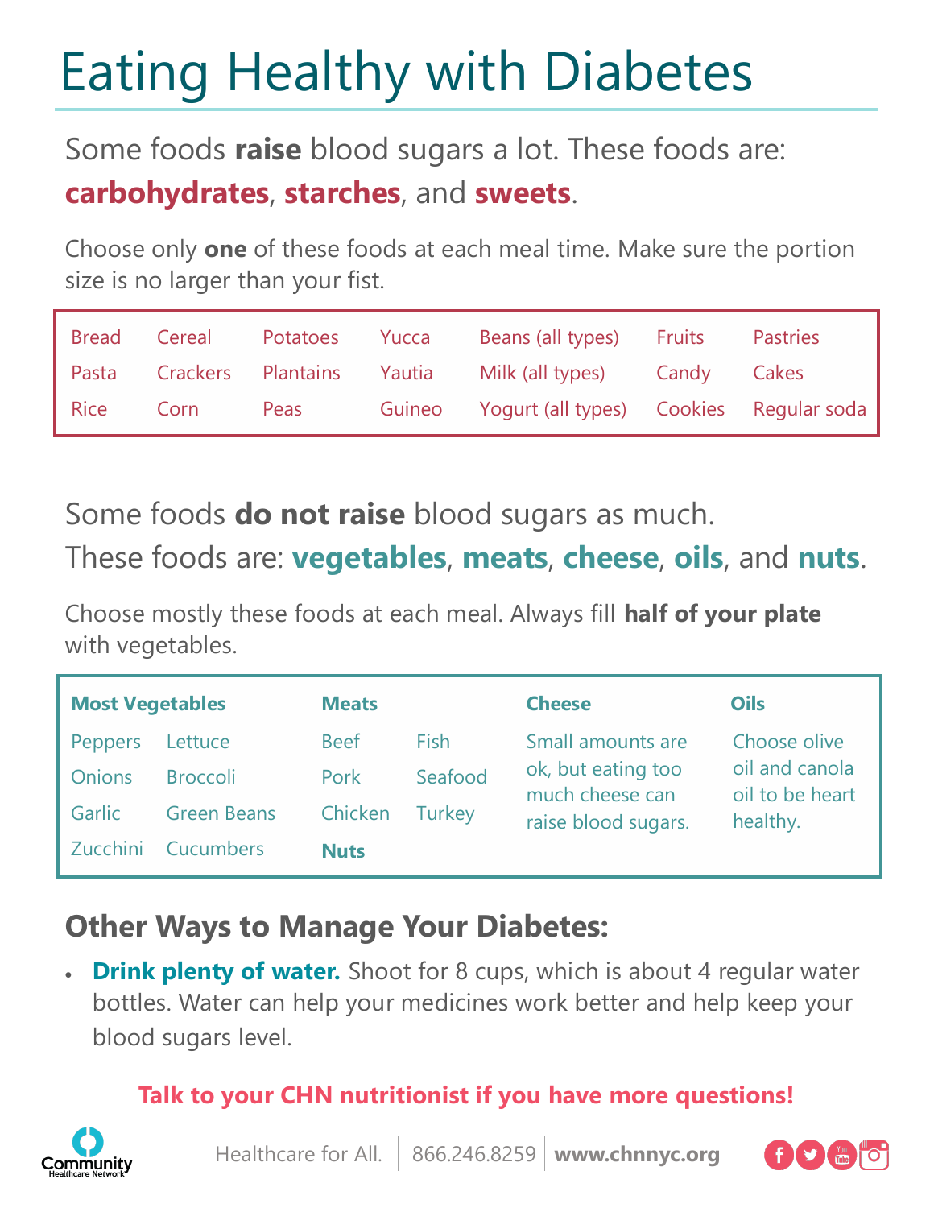# Eating Healthy with Diabetes

Some foods **raise** blood sugars a lot. These foods are: **carbohydrates**, **starches**, and **sweets**.

Choose only **one** of these foods at each meal time. Make sure the portion size is no larger than your fist.

| | | | | | | |
|---|---|---|---|---|---|---|
| Bread | Cereal | Potatoes | Yucca | Beans (all types) | Fruits | Pastries |
| Pasta | Crackers | Plantains | Yautia | Milk (all types) | Candy | Cakes |
| Rice | Corn | Peas | Guineo | Yogurt (all types) | Cookies | Regular soda |

Some foods **do not raise** blood sugars as much.
These foods are: **vegetables**, **meats**, **cheese**, **oils**, and **nuts**.

Choose mostly these foods at each meal. Always fill **half of your plate** with vegetables.

| Most Vegetables | | Meats | | Cheese | Oils |
|---|---|---|---|---|---|
| Peppers | Lettuce | Beef | Fish | Small amounts are ok, but eating too much cheese can raise blood sugars. | Choose olive oil and canola oil to be heart healthy. |
| Onions | Broccoli | Pork | Seafood | | |
| Garlic | Green Beans | Chicken | Turkey | | |
| Zucchini | Cucumbers | **Nuts** | | | |

## Other Ways to Manage Your Diabetes:

- **Drink plenty of water.** Shoot for 8 cups, which is about 4 regular water bottles. Water can help your medicines work better and help keep your blood sugars level.

**Talk to your CHN nutritionist if you have more questions!**

Community Healthcare Network | Healthcare for All. | 866.246.8259 | www.chnnyc.org